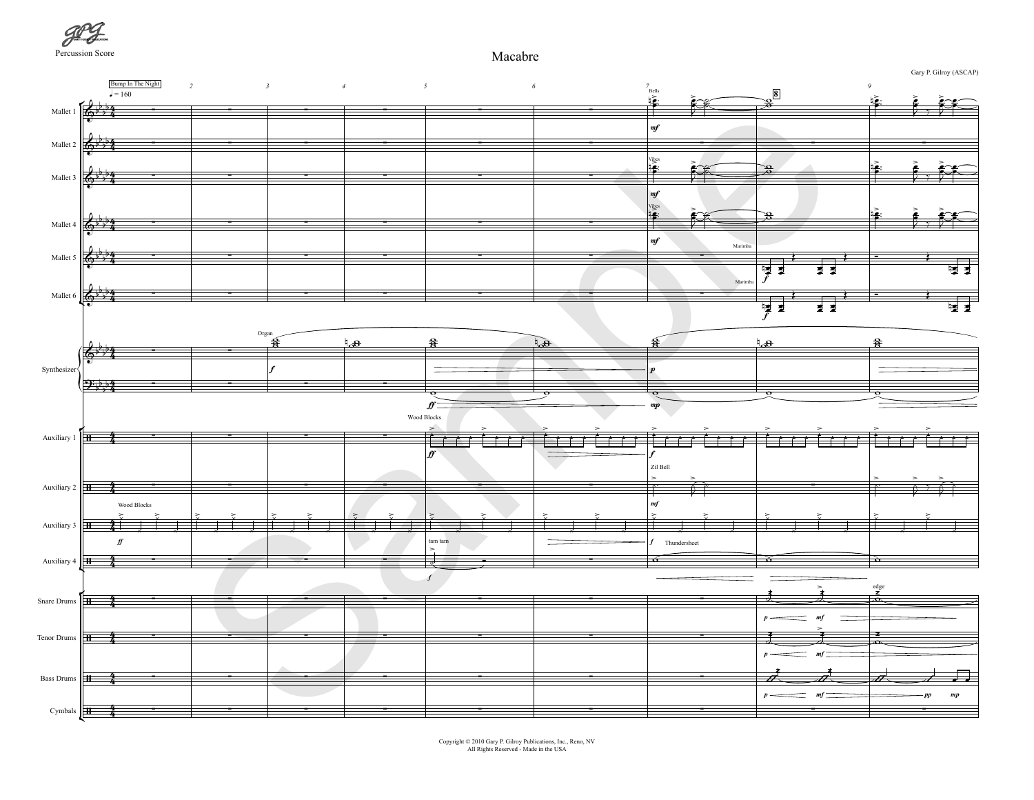Percussion Score

# Macabre

Gary P. Gilroy (ASCAP)

Copyright © 2010 Gary P. Gilroy Publications, Inc., Reno, NV
All Rights Reserved - Made in the USA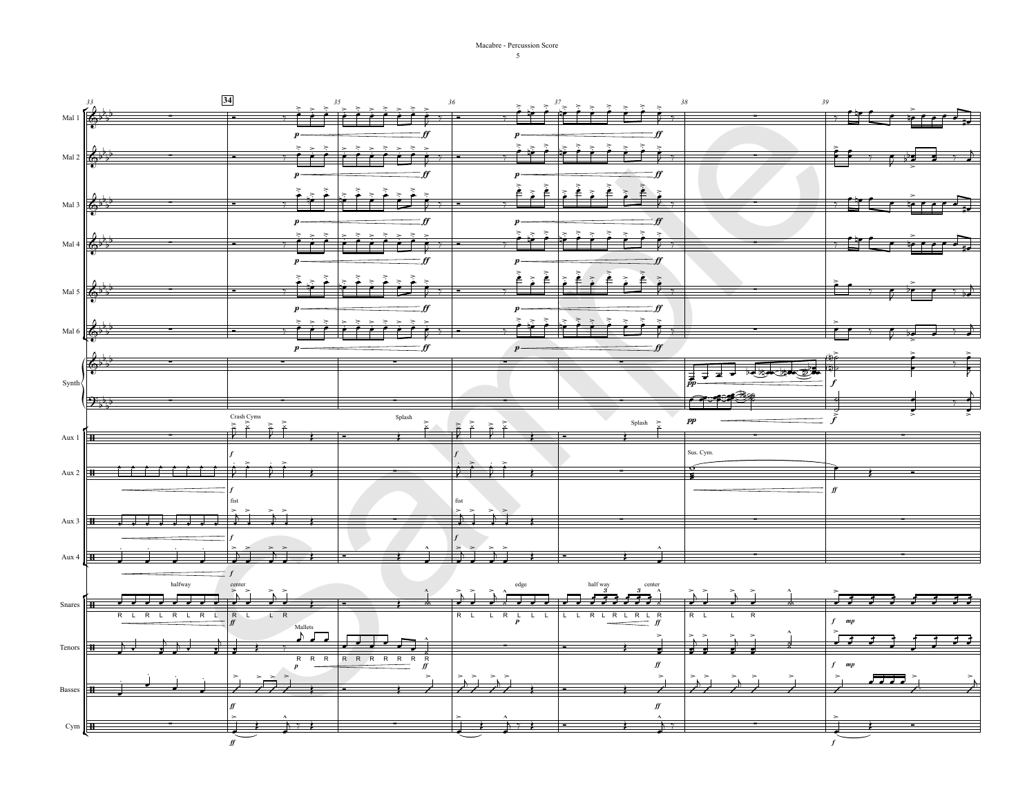Mal 1

Mal 2

Mal 3

Mal 4

Mal 5

Mal 6

Synth

Aux 1

Aux 2

Aux 3

Aux 4

Snares

Tenors

Basses

Cym

Crash Cyms

Splash

Splash

Sus. Cym.

fist

fist

halfway

center

edge

half way

center

Mallets

R L R L R L R L

R L L R

R R R

R R R R R R R

R L L R L L L

L L R L R L R L R

R L L R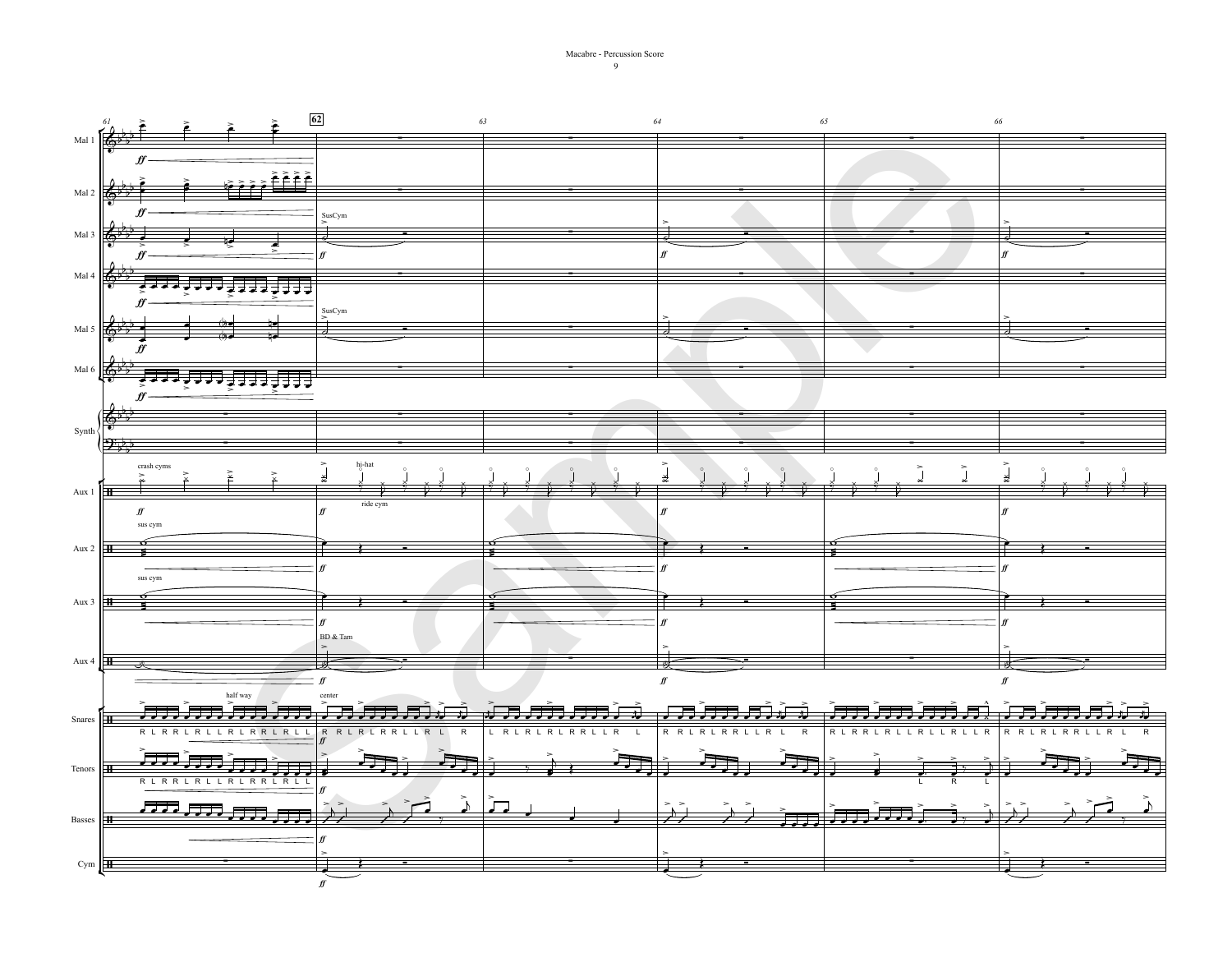Macabre - Percussion Score

Mal 1

Mal 2

Mal 3

Mal 4

Mal 5

Mal 6

Synth

Aux 1

Aux 2

Aux 3

Aux 4

Snares

Tenors

Basses

Cym

62 63 64 65 66

*ff*

SusCym

crash cyms

hi-hat

ride cym

sus cym

BD & Tam

half way

center

R L R R L R L L R L R R L R L L

R R L R L R R L L R L R

L R L R L R L R R L L R L

R R L R L R R L L R L R

R L R R L R L L R L L R L L R

R R L R L R R L L R L R

R L R R L R L L R L R R L R L L

L R L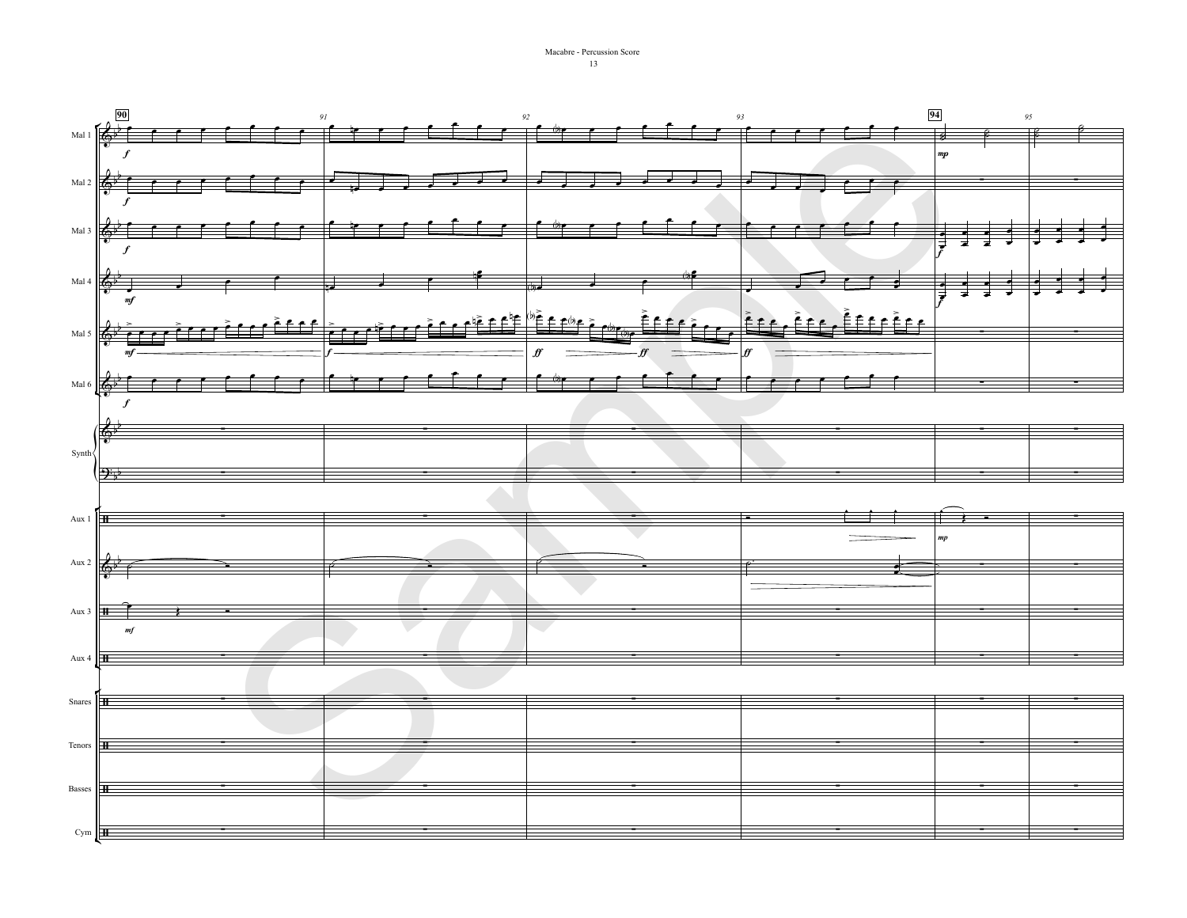Macabre - Percussion Score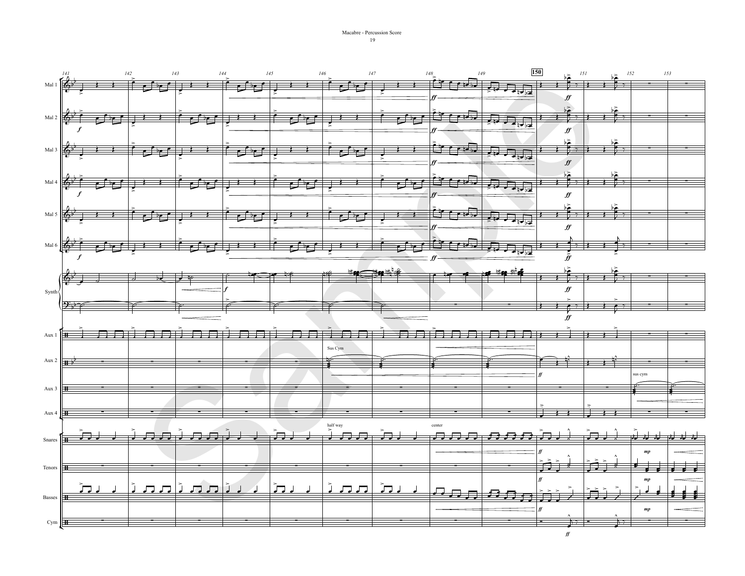Macabre - Percussion Score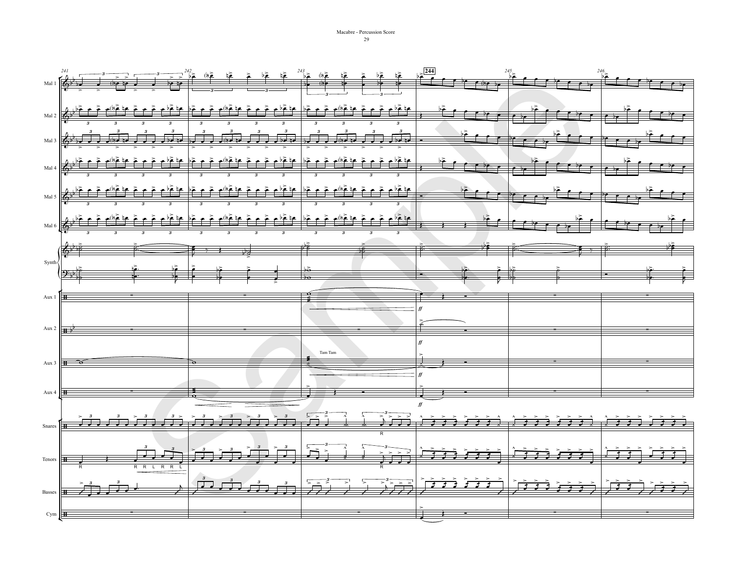Macabre - Percussion Score

Mal 1

Mal 2

Mal 3

Mal 4

Mal 5

Mal 6

Synth

Aux 1

Aux 2

Aux 3

Tam Tam

Aux 4

Snares

Tenors

Basses

Cym